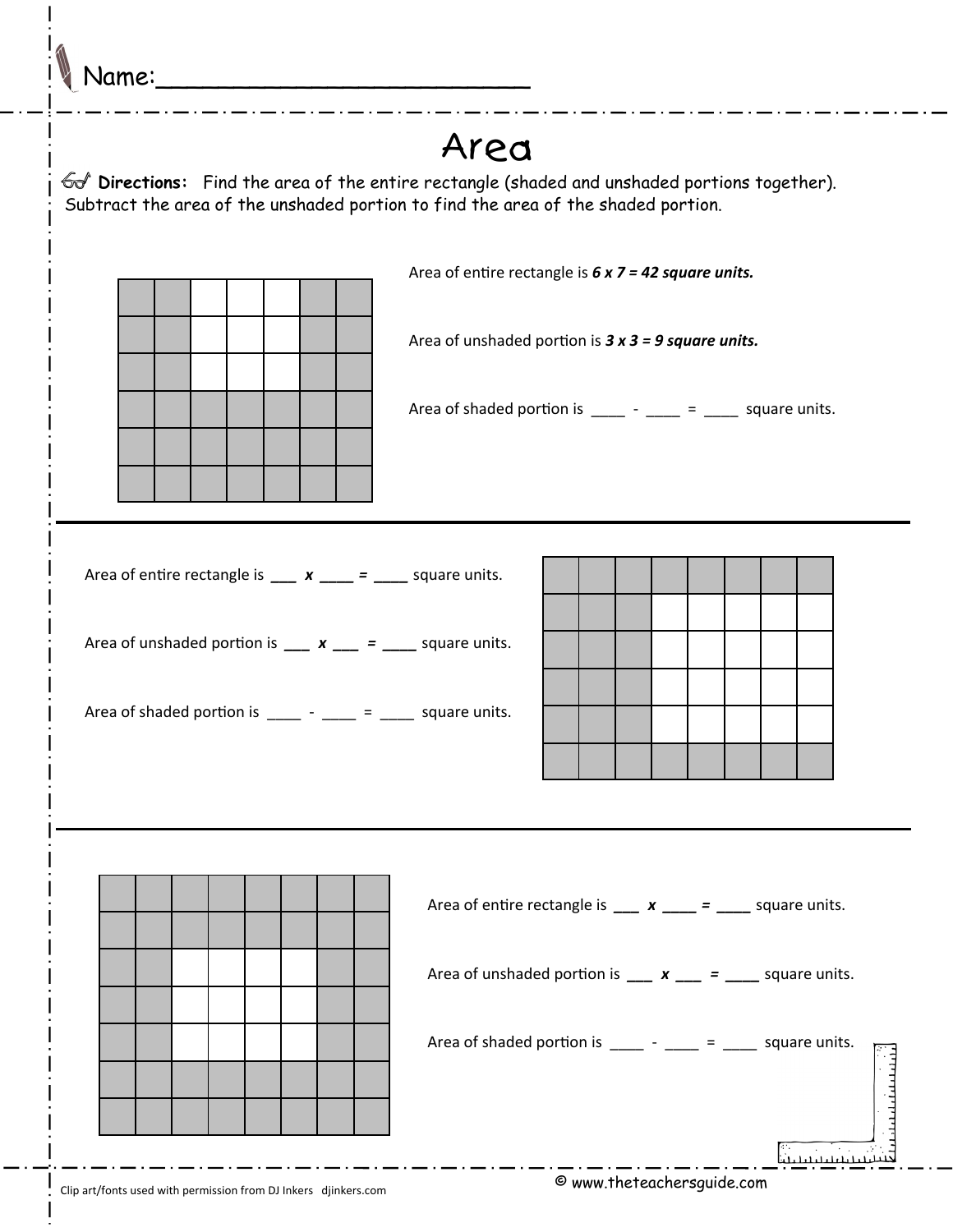Name:___________________________

# Area

**Directions:** Find the area of the entire rectangle (shaded and unshaded portions together). Subtract the area of the unshaded portion to find the area of the shaded portion.

Area of entire rectangle is ***6 x 7 = 42 square units.***

Area of unshaded portion is ***3 x 3 = 9 square units.***

Area of shaded portion is ____ - ____ = ____ square units.

---

Area of entire rectangle is ___ ***x*** ____ ***=*** ____ square units.

Area of unshaded portion is ___ ***x*** ___ ***=*** ____ square units.

Area of shaded portion is ____ - ____ = ____ square units.

---

Area of entire rectangle is ___ ***x*** ____ ***=*** ____ square units.

Area of unshaded portion is ___ ***x*** ___ ***=*** ____ square units.

Area of shaded portion is ____ - ____ = ____ square units.

Clip art/fonts used with permission from DJ Inkers djinkers.com

© www.theteachersguide.com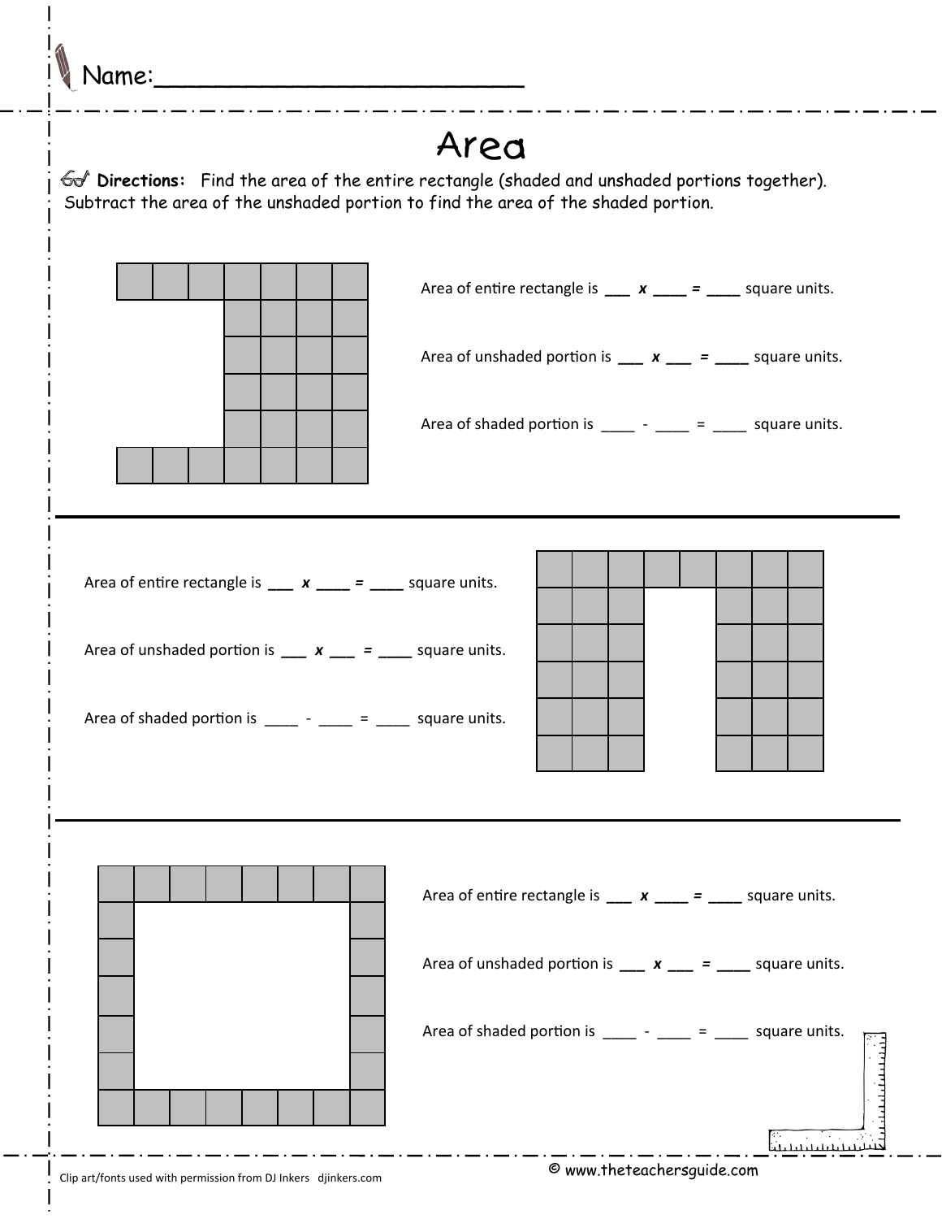Name:___________________________

# Area

**Directions:** Find the area of the entire rectangle (shaded and unshaded portions together). Subtract the area of the unshaded portion to find the area of the shaded portion.

Area of entire rectangle is ___ *x* ____ *=* ____ square units.

Area of unshaded portion is ___ *x* ___ *=* ____ square units.

Area of shaded portion is ____ - ____ = ____ square units.

---

Area of entire rectangle is ___ *x* ____ *=* ____ square units.

Area of unshaded portion is ___ *x* ___ *=* ____ square units.

Area of shaded portion is ____ - ____ = ____ square units.

---

Area of entire rectangle is ___ *x* ____ *=* ____ square units.

Area of unshaded portion is ___ *x* ___ *=* ____ square units.

Area of shaded portion is ____ - ____ = ____ square units.

© www.theteachersguide.com

Clip art/fonts used with permission from DJ Inkers djinkers.com